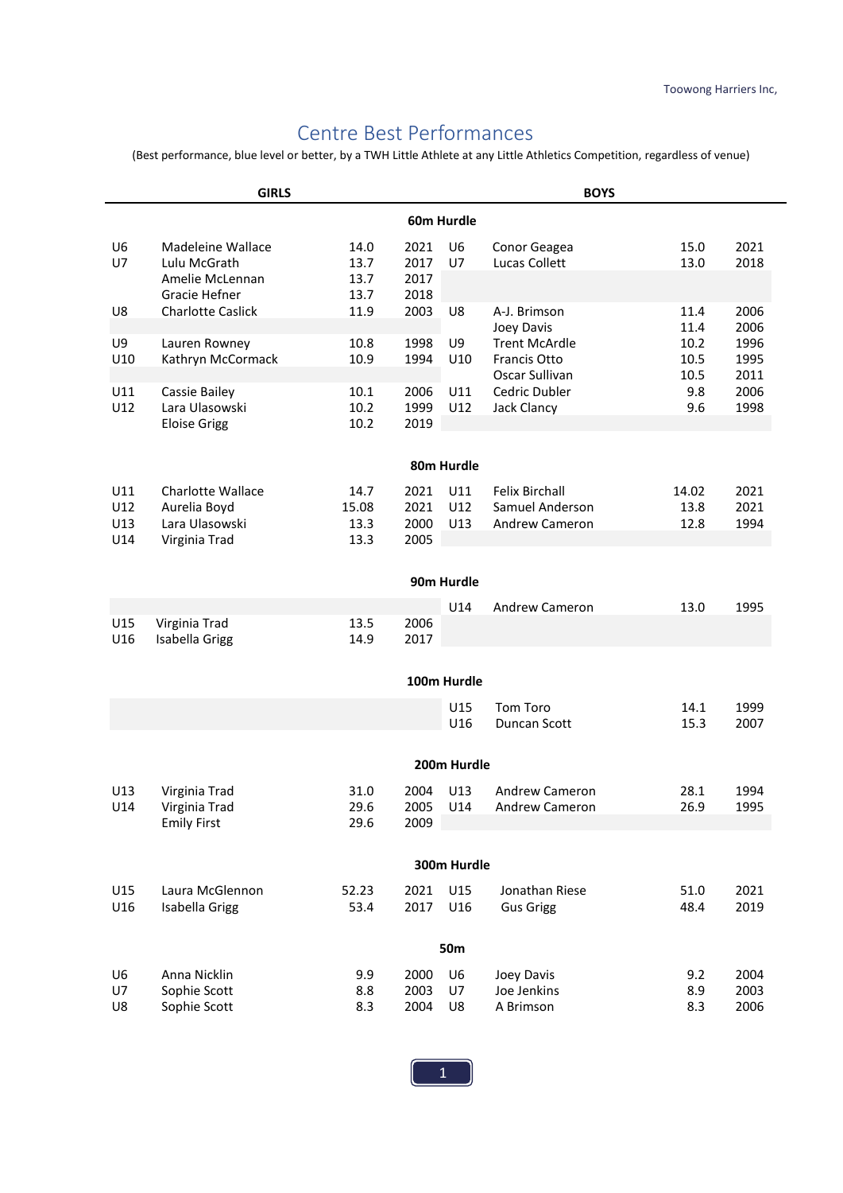# Centre Best Performances

(Best performance, blue level or better, by a TWH Little Athlete at any Little Athletics Competition, regardless of venue)

| GIRLS | | | | BOYS | | | |
|---|---|---|---|---|---|---|---|
| | | | **60m Hurdle** | | | | |
| U6 | Madeleine Wallace | 14.0 | 2021 | U6 | Conor Geagea | 15.0 | 2021 |
| U7 | Lulu McGrath | 13.7 | 2017 | U7 | Lucas Collett | 13.0 | 2018 |
| | Amelie McLennan | 13.7 | 2017 | | | | |
| | Gracie Hefner | 13.7 | 2018 | | | | |
| U8 | Charlotte Caslick | 11.9 | 2003 | U8 | A-J. Brimson | 11.4 | 2006 |
| | | | | | Joey Davis | 11.4 | 2006 |
| U9 | Lauren Rowney | 10.8 | 1998 | U9 | Trent McArdle | 10.2 | 1996 |
| U10 | Kathryn McCormack | 10.9 | 1994 | U10 | Francis Otto | 10.5 | 1995 |
| | | | | | Oscar Sullivan | 10.5 | 2011 |
| U11 | Cassie Bailey | 10.1 | 2006 | U11 | Cedric Dubler | 9.8 | 2006 |
| U12 | Lara Ulasowski | 10.2 | 1999 | U12 | Jack Clancy | 9.6 | 1998 |
| | Eloise Grigg | 10.2 | 2019 | | | | |
| | | | **80m Hurdle** | | | | |
| U11 | Charlotte Wallace | 14.7 | 2021 | U11 | Felix Birchall | 14.02 | 2021 |
| U12 | Aurelia Boyd | 15.08 | 2021 | U12 | Samuel Anderson | 13.8 | 2021 |
| U13 | Lara Ulasowski | 13.3 | 2000 | U13 | Andrew Cameron | 12.8 | 1994 |
| U14 | Virginia Trad | 13.3 | 2005 | | | | |
| | | | **90m Hurdle** | | | | |
| | | | | U14 | Andrew Cameron | 13.0 | 1995 |
| U15 | Virginia Trad | 13.5 | 2006 | | | | |
| U16 | Isabella Grigg | 14.9 | 2017 | | | | |
| | | | **100m Hurdle** | | | | |
| | | | | U15 | Tom Toro | 14.1 | 1999 |
| | | | | U16 | Duncan Scott | 15.3 | 2007 |
| | | | **200m Hurdle** | | | | |
| U13 | Virginia Trad | 31.0 | 2004 | U13 | Andrew Cameron | 28.1 | 1994 |
| U14 | Virginia Trad | 29.6 | 2005 | U14 | Andrew Cameron | 26.9 | 1995 |
| | Emily First | 29.6 | 2009 | | | | |
| | | | **300m Hurdle** | | | | |
| U15 | Laura McGlennon | 52.23 | 2021 | U15 | Jonathan Riese | 51.0 | 2021 |
| U16 | Isabella Grigg | 53.4 | 2017 | U16 | Gus Grigg | 48.4 | 2019 |
| | | | **50m** | | | | |
| U6 | Anna Nicklin | 9.9 | 2000 | U6 | Joey Davis | 9.2 | 2004 |
| U7 | Sophie Scott | 8.8 | 2003 | U7 | Joe Jenkins | 8.9 | 2003 |
| U8 | Sophie Scott | 8.3 | 2004 | U8 | A Brimson | 8.3 | 2006 |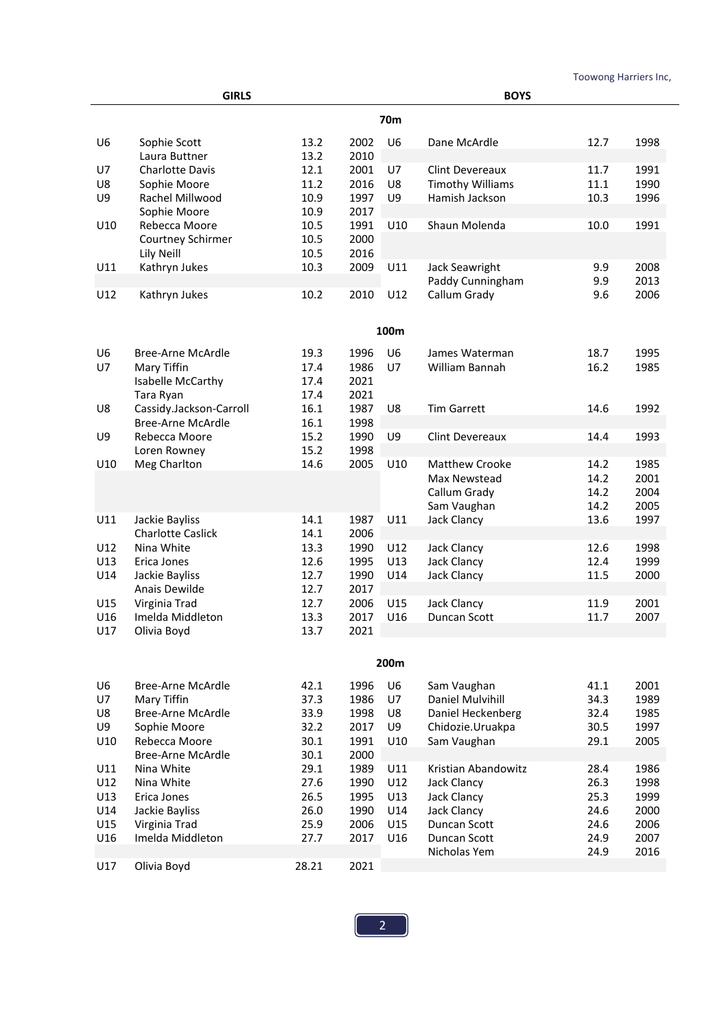| | GIRLS | | | | BOYS | | |
|---|---|---|---|---|---|---|---|
| | | | | **70m** | | | |
| U6 | Sophie Scott | 13.2 | 2002 | U6 | Dane McArdle | 12.7 | 1998 |
| | Laura Buttner | 13.2 | 2010 | | | | |
| U7 | Charlotte Davis | 12.1 | 2001 | U7 | Clint Devereaux | 11.7 | 1991 |
| U8 | Sophie Moore | 11.2 | 2016 | U8 | Timothy Williams | 11.1 | 1990 |
| U9 | Rachel Millwood | 10.9 | 1997 | U9 | Hamish Jackson | 10.3 | 1996 |
| | Sophie Moore | 10.9 | 2017 | | | | |
| U10 | Rebecca Moore | 10.5 | 1991 | U10 | Shaun Molenda | 10.0 | 1991 |
| | Courtney Schirmer | 10.5 | 2000 | | | | |
| | Lily Neill | 10.5 | 2016 | | | | |
| U11 | Kathryn Jukes | 10.3 | 2009 | U11 | Jack Seawright | 9.9 | 2008 |
| | | | | | Paddy Cunningham | 9.9 | 2013 |
| U12 | Kathryn Jukes | 10.2 | 2010 | U12 | Callum Grady | 9.6 | 2006 |
| | | | | **100m** | | | |
| U6 | Bree-Arne McArdle | 19.3 | 1996 | U6 | James Waterman | 18.7 | 1995 |
| U7 | Mary Tiffin | 17.4 | 1986 | U7 | William Bannah | 16.2 | 1985 |
| | Isabelle McCarthy | 17.4 | 2021 | | | | |
| | Tara Ryan | 17.4 | 2021 | | | | |
| U8 | Cassidy.Jackson-Carroll | 16.1 | 1987 | U8 | Tim Garrett | 14.6 | 1992 |
| | Bree-Arne McArdle | 16.1 | 1998 | | | | |
| U9 | Rebecca Moore | 15.2 | 1990 | U9 | Clint Devereaux | 14.4 | 1993 |
| | Loren Rowney | 15.2 | 1998 | | | | |
| U10 | Meg Charlton | 14.6 | 2005 | U10 | Matthew Crooke | 14.2 | 1985 |
| | | | | | Max Newstead | 14.2 | 2001 |
| | | | | | Callum Grady | 14.2 | 2004 |
| | | | | | Sam Vaughan | 14.2 | 2005 |
| U11 | Jackie Bayliss | 14.1 | 1987 | U11 | Jack Clancy | 13.6 | 1997 |
| | Charlotte Caslick | 14.1 | 2006 | | | | |
| U12 | Nina White | 13.3 | 1990 | U12 | Jack Clancy | 12.6 | 1998 |
| U13 | Erica Jones | 12.6 | 1995 | U13 | Jack Clancy | 12.4 | 1999 |
| U14 | Jackie Bayliss | 12.7 | 1990 | U14 | Jack Clancy | 11.5 | 2000 |
| | Anais Dewilde | 12.7 | 2017 | | | | |
| U15 | Virginia Trad | 12.7 | 2006 | U15 | Jack Clancy | 11.9 | 2001 |
| U16 | Imelda Middleton | 13.3 | 2017 | U16 | Duncan Scott | 11.7 | 2007 |
| U17 | Olivia Boyd | 13.7 | 2021 | | | | |
| | | | | **200m** | | | |
| U6 | Bree-Arne McArdle | 42.1 | 1996 | U6 | Sam Vaughan | 41.1 | 2001 |
| U7 | Mary Tiffin | 37.3 | 1986 | U7 | Daniel Mulvihill | 34.3 | 1989 |
| U8 | Bree-Arne McArdle | 33.9 | 1998 | U8 | Daniel Heckenberg | 32.4 | 1985 |
| U9 | Sophie Moore | 32.2 | 2017 | U9 | Chidozie.Uruakpa | 30.5 | 1997 |
| U10 | Rebecca Moore | 30.1 | 1991 | U10 | Sam Vaughan | 29.1 | 2005 |
| | Bree-Arne McArdle | 30.1 | 2000 | | | | |
| U11 | Nina White | 29.1 | 1989 | U11 | Kristian Abandowitz | 28.4 | 1986 |
| U12 | Nina White | 27.6 | 1990 | U12 | Jack Clancy | 26.3 | 1998 |
| U13 | Erica Jones | 26.5 | 1995 | U13 | Jack Clancy | 25.3 | 1999 |
| U14 | Jackie Bayliss | 26.0 | 1990 | U14 | Jack Clancy | 24.6 | 2000 |
| U15 | Virginia Trad | 25.9 | 2006 | U15 | Duncan Scott | 24.6 | 2006 |
| U16 | Imelda Middleton | 27.7 | 2017 | U16 | Duncan Scott | 24.9 | 2007 |
| | | | | | Nicholas Yem | 24.9 | 2016 |
| U17 | Olivia Boyd | 28.21 | 2021 | | | | |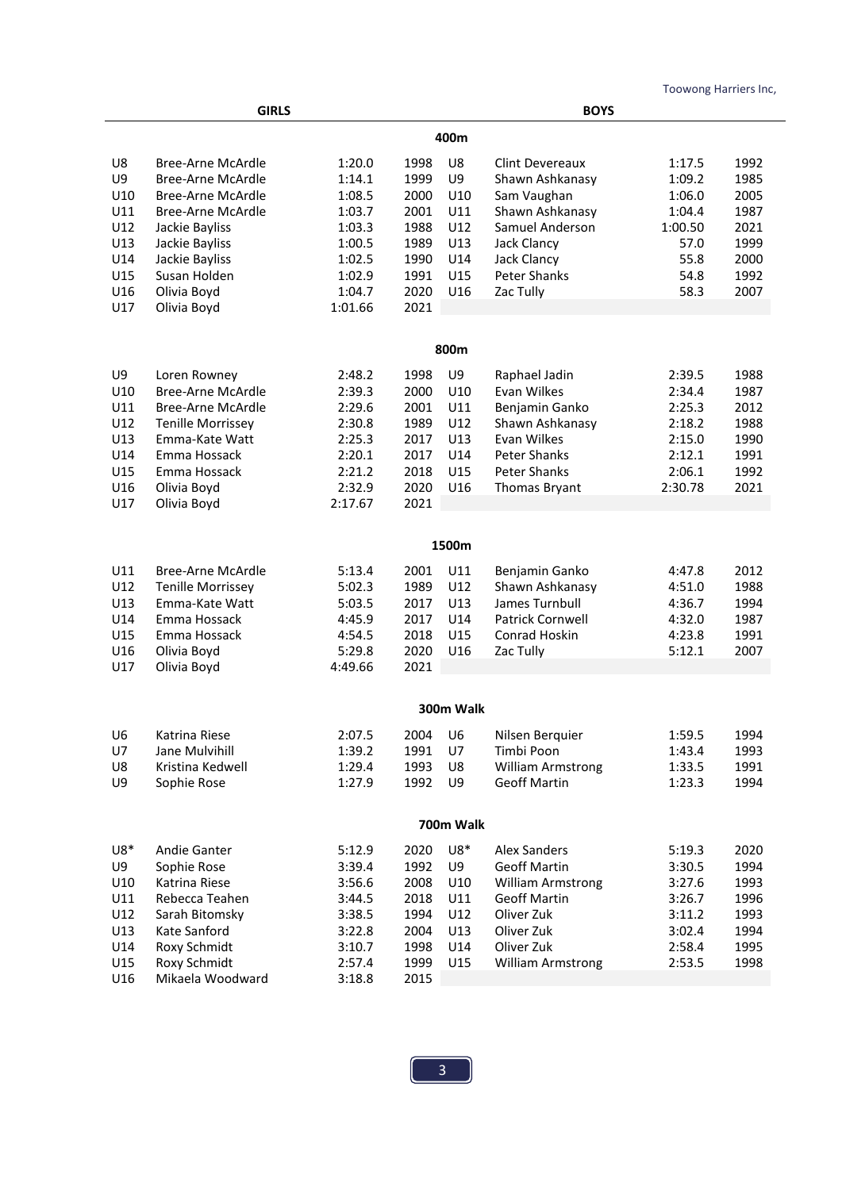| GIRLS | | | | BOYS | | | |
|---|---|---|---|---|---|---|---|

## 400m

| Age | Girls | Time | Year | Age | Boys | Time | Year |
|---|---|---|---|---|---|---|---|
| U8 | Bree-Arne McArdle | 1:20.0 | 1998 | U8 | Clint Devereaux | 1:17.5 | 1992 |
| U9 | Bree-Arne McArdle | 1:14.1 | 1999 | U9 | Shawn Ashkanasy | 1:09.2 | 1985 |
| U10 | Bree-Arne McArdle | 1:08.5 | 2000 | U10 | Sam Vaughan | 1:06.0 | 2005 |
| U11 | Bree-Arne McArdle | 1:03.7 | 2001 | U11 | Shawn Ashkanasy | 1:04.4 | 1987 |
| U12 | Jackie Bayliss | 1:03.3 | 1988 | U12 | Samuel Anderson | 1:00.50 | 2021 |
| U13 | Jackie Bayliss | 1:00.5 | 1989 | U13 | Jack Clancy | 57.0 | 1999 |
| U14 | Jackie Bayliss | 1:02.5 | 1990 | U14 | Jack Clancy | 55.8 | 2000 |
| U15 | Susan Holden | 1:02.9 | 1991 | U15 | Peter Shanks | 54.8 | 1992 |
| U16 | Olivia Boyd | 1:04.7 | 2020 | U16 | Zac Tully | 58.3 | 2007 |
| U17 | Olivia Boyd | 1:01.66 | 2021 | | | | |

## 800m

| Age | Girls | Time | Year | Age | Boys | Time | Year |
|---|---|---|---|---|---|---|---|
| U9 | Loren Rowney | 2:48.2 | 1998 | U9 | Raphael Jadin | 2:39.5 | 1988 |
| U10 | Bree-Arne McArdle | 2:39.3 | 2000 | U10 | Evan Wilkes | 2:34.4 | 1987 |
| U11 | Bree-Arne McArdle | 2:29.6 | 2001 | U11 | Benjamin Ganko | 2:25.3 | 2012 |
| U12 | Tenille Morrissey | 2:30.8 | 1989 | U12 | Shawn Ashkanasy | 2:18.2 | 1988 |
| U13 | Emma-Kate Watt | 2:25.3 | 2017 | U13 | Evan Wilkes | 2:15.0 | 1990 |
| U14 | Emma Hossack | 2:20.1 | 2017 | U14 | Peter Shanks | 2:12.1 | 1991 |
| U15 | Emma Hossack | 2:21.2 | 2018 | U15 | Peter Shanks | 2:06.1 | 1992 |
| U16 | Olivia Boyd | 2:32.9 | 2020 | U16 | Thomas Bryant | 2:30.78 | 2021 |
| U17 | Olivia Boyd | 2:17.67 | 2021 | | | | |

## 1500m

| Age | Girls | Time | Year | Age | Boys | Time | Year |
|---|---|---|---|---|---|---|---|
| U11 | Bree-Arne McArdle | 5:13.4 | 2001 | U11 | Benjamin Ganko | 4:47.8 | 2012 |
| U12 | Tenille Morrissey | 5:02.3 | 1989 | U12 | Shawn Ashkanasy | 4:51.0 | 1988 |
| U13 | Emma-Kate Watt | 5:03.5 | 2017 | U13 | James Turnbull | 4:36.7 | 1994 |
| U14 | Emma Hossack | 4:45.9 | 2017 | U14 | Patrick Cornwell | 4:32.0 | 1987 |
| U15 | Emma Hossack | 4:54.5 | 2018 | U15 | Conrad Hoskin | 4:23.8 | 1991 |
| U16 | Olivia Boyd | 5:29.8 | 2020 | U16 | Zac Tully | 5:12.1 | 2007 |
| U17 | Olivia Boyd | 4:49.66 | 2021 | | | | |

## 300m Walk

| Age | Girls | Time | Year | Age | Boys | Time | Year |
|---|---|---|---|---|---|---|---|
| U6 | Katrina Riese | 2:07.5 | 2004 | U6 | Nilsen Berquier | 1:59.5 | 1994 |
| U7 | Jane Mulvihill | 1:39.2 | 1991 | U7 | Timbi Poon | 1:43.4 | 1993 |
| U8 | Kristina Kedwell | 1:29.4 | 1993 | U8 | William Armstrong | 1:33.5 | 1991 |
| U9 | Sophie Rose | 1:27.9 | 1992 | U9 | Geoff Martin | 1:23.3 | 1994 |

## 700m Walk

| Age | Girls | Time | Year | Age | Boys | Time | Year |
|---|---|---|---|---|---|---|---|
| U8* | Andie Ganter | 5:12.9 | 2020 | U8* | Alex Sanders | 5:19.3 | 2020 |
| U9 | Sophie Rose | 3:39.4 | 1992 | U9 | Geoff Martin | 3:30.5 | 1994 |
| U10 | Katrina Riese | 3:56.6 | 2008 | U10 | William Armstrong | 3:27.6 | 1993 |
| U11 | Rebecca Teahen | 3:44.5 | 2018 | U11 | Geoff Martin | 3:26.7 | 1996 |
| U12 | Sarah Bitomsky | 3:38.5 | 1994 | U12 | Oliver Zuk | 3:11.2 | 1993 |
| U13 | Kate Sanford | 3:22.8 | 2004 | U13 | Oliver Zuk | 3:02.4 | 1994 |
| U14 | Roxy Schmidt | 3:10.7 | 1998 | U14 | Oliver Zuk | 2:58.4 | 1995 |
| U15 | Roxy Schmidt | 2:57.4 | 1999 | U15 | William Armstrong | 2:53.5 | 1998 |
| U16 | Mikaela Woodward | 3:18.8 | 2015 | | | | |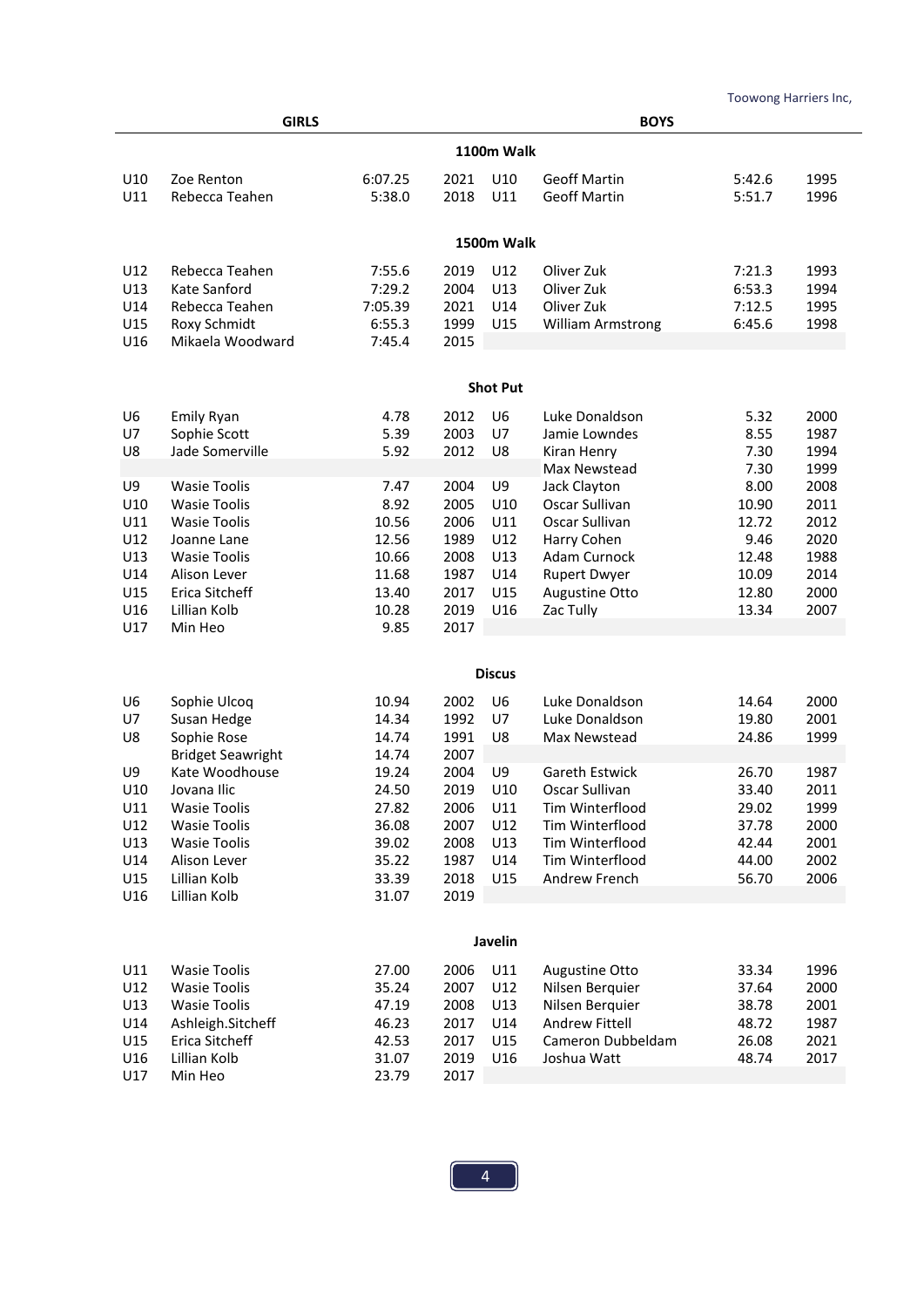| GIRLS | | | | BOYS | | | |
|---|---|---|---|---|---|---|---|
| **1100m Walk** | | | | | | | |
| U10 | Zoe Renton | 6:07.25 | 2021 | U10 | Geoff Martin | 5:42.6 | 1995 |
| U11 | Rebecca Teahen | 5:38.0 | 2018 | U11 | Geoff Martin | 5:51.7 | 1996 |
| **1500m Walk** | | | | | | | |
| U12 | Rebecca Teahen | 7:55.6 | 2019 | U12 | Oliver Zuk | 7:21.3 | 1993 |
| U13 | Kate Sanford | 7:29.2 | 2004 | U13 | Oliver Zuk | 6:53.3 | 1994 |
| U14 | Rebecca Teahen | 7:05.39 | 2021 | U14 | Oliver Zuk | 7:12.5 | 1995 |
| U15 | Roxy Schmidt | 6:55.3 | 1999 | U15 | William Armstrong | 6:45.6 | 1998 |
| U16 | Mikaela Woodward | 7:45.4 | 2015 | | | | |
| **Shot Put** | | | | | | | |
| U6 | Emily Ryan | 4.78 | 2012 | U6 | Luke Donaldson | 5.32 | 2000 |
| U7 | Sophie Scott | 5.39 | 2003 | U7 | Jamie Lowndes | 8.55 | 1987 |
| U8 | Jade Somerville | 5.92 | 2012 | U8 | Kiran Henry | 7.30 | 1994 |
| | | | | | Max Newstead | 7.30 | 1999 |
| U9 | Wasie Toolis | 7.47 | 2004 | U9 | Jack Clayton | 8.00 | 2008 |
| U10 | Wasie Toolis | 8.92 | 2005 | U10 | Oscar Sullivan | 10.90 | 2011 |
| U11 | Wasie Toolis | 10.56 | 2006 | U11 | Oscar Sullivan | 12.72 | 2012 |
| U12 | Joanne Lane | 12.56 | 1989 | U12 | Harry Cohen | 9.46 | 2020 |
| U13 | Wasie Toolis | 10.66 | 2008 | U13 | Adam Curnock | 12.48 | 1988 |
| U14 | Alison Lever | 11.68 | 1987 | U14 | Rupert Dwyer | 10.09 | 2014 |
| U15 | Erica Sitcheff | 13.40 | 2017 | U15 | Augustine Otto | 12.80 | 2000 |
| U16 | Lillian Kolb | 10.28 | 2019 | U16 | Zac Tully | 13.34 | 2007 |
| U17 | Min Heo | 9.85 | 2017 | | | | |
| **Discus** | | | | | | | |
| U6 | Sophie Ulcoq | 10.94 | 2002 | U6 | Luke Donaldson | 14.64 | 2000 |
| U7 | Susan Hedge | 14.34 | 1992 | U7 | Luke Donaldson | 19.80 | 2001 |
| U8 | Sophie Rose | 14.74 | 1991 | U8 | Max Newstead | 24.86 | 1999 |
| | Bridget Seawright | 14.74 | 2007 | | | | |
| U9 | Kate Woodhouse | 19.24 | 2004 | U9 | Gareth Estwick | 26.70 | 1987 |
| U10 | Jovana Ilic | 24.50 | 2019 | U10 | Oscar Sullivan | 33.40 | 2011 |
| U11 | Wasie Toolis | 27.82 | 2006 | U11 | Tim Winterflood | 29.02 | 1999 |
| U12 | Wasie Toolis | 36.08 | 2007 | U12 | Tim Winterflood | 37.78 | 2000 |
| U13 | Wasie Toolis | 39.02 | 2008 | U13 | Tim Winterflood | 42.44 | 2001 |
| U14 | Alison Lever | 35.22 | 1987 | U14 | Tim Winterflood | 44.00 | 2002 |
| U15 | Lillian Kolb | 33.39 | 2018 | U15 | Andrew French | 56.70 | 2006 |
| U16 | Lillian Kolb | 31.07 | 2019 | | | | |
| **Javelin** | | | | | | | |
| U11 | Wasie Toolis | 27.00 | 2006 | U11 | Augustine Otto | 33.34 | 1996 |
| U12 | Wasie Toolis | 35.24 | 2007 | U12 | Nilsen Berquier | 37.64 | 2000 |
| U13 | Wasie Toolis | 47.19 | 2008 | U13 | Nilsen Berquier | 38.78 | 2001 |
| U14 | Ashleigh.Sitcheff | 46.23 | 2017 | U14 | Andrew Fittell | 48.72 | 1987 |
| U15 | Erica Sitcheff | 42.53 | 2017 | U15 | Cameron Dubbeldam | 26.08 | 2021 |
| U16 | Lillian Kolb | 31.07 | 2019 | U16 | Joshua Watt | 48.74 | 2017 |
| U17 | Min Heo | 23.79 | 2017 | | | | |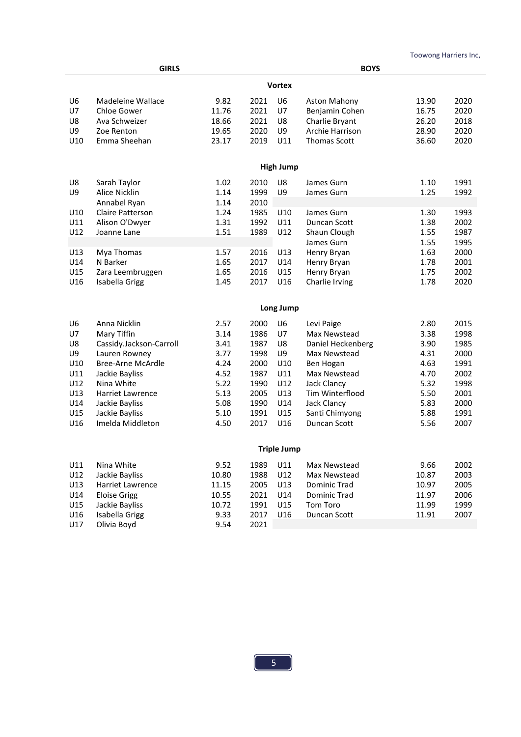| GIRLS | | | | BOYS | | | |
|---|---|---|---|---|---|---|---|
| | | | **Vortex** | | | | |
| U6 | Madeleine Wallace | 9.82 | 2021 | U6 | Aston Mahony | 13.90 | 2020 |
| U7 | Chloe Gower | 11.76 | 2021 | U7 | Benjamin Cohen | 16.75 | 2020 |
| U8 | Ava Schweizer | 18.66 | 2021 | U8 | Charlie Bryant | 26.20 | 2018 |
| U9 | Zoe Renton | 19.65 | 2020 | U9 | Archie Harrison | 28.90 | 2020 |
| U10 | Emma Sheehan | 23.17 | 2019 | U11 | Thomas Scott | 36.60 | 2020 |
| | | | **High Jump** | | | | |
| U8 | Sarah Taylor | 1.02 | 2010 | U8 | James Gurn | 1.10 | 1991 |
| U9 | Alice Nicklin | 1.14 | 1999 | U9 | James Gurn | 1.25 | 1992 |
| | Annabel Ryan | 1.14 | 2010 | | | | |
| U10 | Claire Patterson | 1.24 | 1985 | U10 | James Gurn | 1.30 | 1993 |
| U11 | Alison O'Dwyer | 1.31 | 1992 | U11 | Duncan Scott | 1.38 | 2002 |
| U12 | Joanne Lane | 1.51 | 1989 | U12 | Shaun Clough | 1.55 | 1987 |
| | | | | | James Gurn | 1.55 | 1995 |
| U13 | Mya Thomas | 1.57 | 2016 | U13 | Henry Bryan | 1.63 | 2000 |
| U14 | N Barker | 1.65 | 2017 | U14 | Henry Bryan | 1.78 | 2001 |
| U15 | Zara Leembruggen | 1.65 | 2016 | U15 | Henry Bryan | 1.75 | 2002 |
| U16 | Isabella Grigg | 1.45 | 2017 | U16 | Charlie Irving | 1.78 | 2020 |
| | | | **Long Jump** | | | | |
| U6 | Anna Nicklin | 2.57 | 2000 | U6 | Levi Paige | 2.80 | 2015 |
| U7 | Mary Tiffin | 3.14 | 1986 | U7 | Max Newstead | 3.38 | 1998 |
| U8 | Cassidy.Jackson-Carroll | 3.41 | 1987 | U8 | Daniel Heckenberg | 3.90 | 1985 |
| U9 | Lauren Rowney | 3.77 | 1998 | U9 | Max Newstead | 4.31 | 2000 |
| U10 | Bree-Arne McArdle | 4.24 | 2000 | U10 | Ben Hogan | 4.63 | 1991 |
| U11 | Jackie Bayliss | 4.52 | 1987 | U11 | Max Newstead | 4.70 | 2002 |
| U12 | Nina White | 5.22 | 1990 | U12 | Jack Clancy | 5.32 | 1998 |
| U13 | Harriet Lawrence | 5.13 | 2005 | U13 | Tim Winterflood | 5.50 | 2001 |
| U14 | Jackie Bayliss | 5.08 | 1990 | U14 | Jack Clancy | 5.83 | 2000 |
| U15 | Jackie Bayliss | 5.10 | 1991 | U15 | Santi Chimyong | 5.88 | 1991 |
| U16 | Imelda Middleton | 4.50 | 2017 | U16 | Duncan Scott | 5.56 | 2007 |
| | | | **Triple Jump** | | | | |
| U11 | Nina White | 9.52 | 1989 | U11 | Max Newstead | 9.66 | 2002 |
| U12 | Jackie Bayliss | 10.80 | 1988 | U12 | Max Newstead | 10.87 | 2003 |
| U13 | Harriet Lawrence | 11.15 | 2005 | U13 | Dominic Trad | 10.97 | 2005 |
| U14 | Eloise Grigg | 10.55 | 2021 | U14 | Dominic Trad | 11.97 | 2006 |
| U15 | Jackie Bayliss | 10.72 | 1991 | U15 | Tom Toro | 11.99 | 1999 |
| U16 | Isabella Grigg | 9.33 | 2017 | U16 | Duncan Scott | 11.91 | 2007 |
| U17 | Olivia Boyd | 9.54 | 2021 | | | | |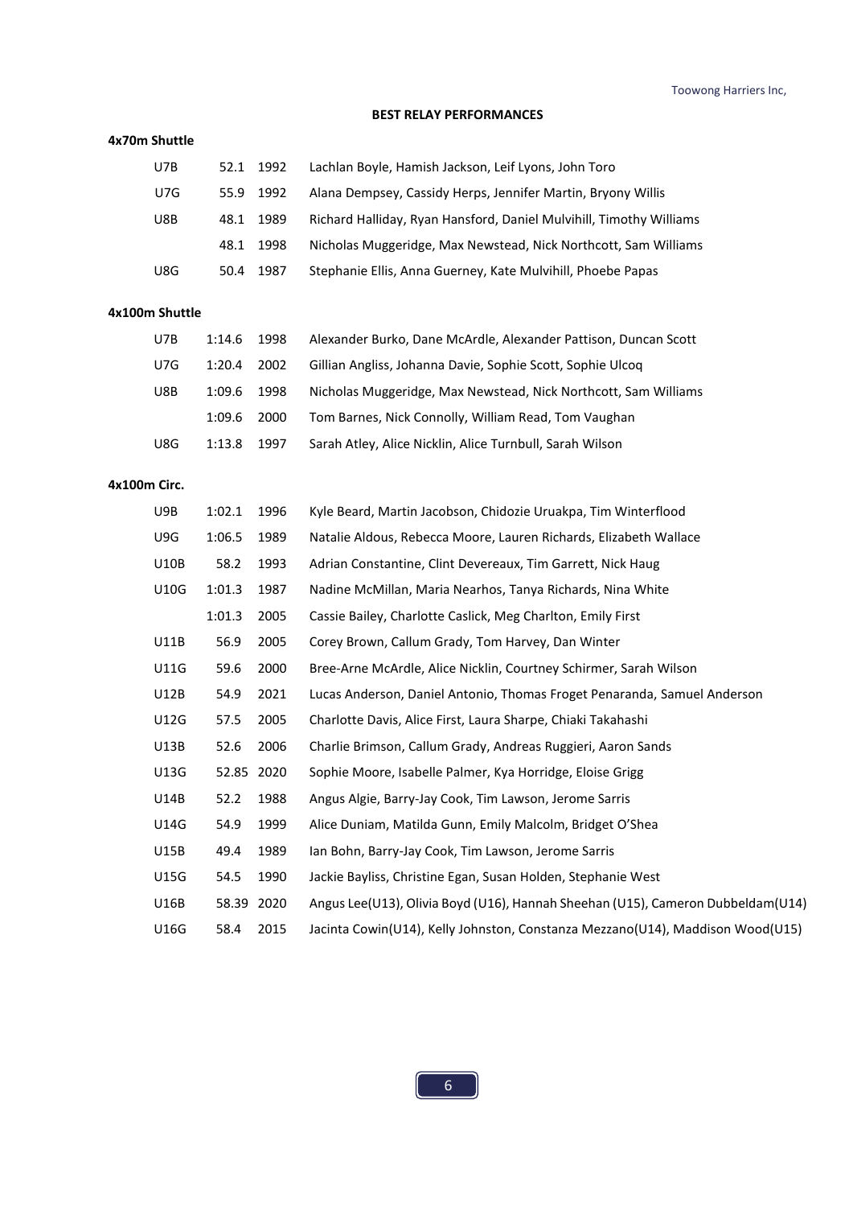**BEST RELAY PERFORMANCES**

**4x70m Shuttle**

| | | | |
|---|---|---|---|
| U7B | 52.1 | 1992 | Lachlan Boyle, Hamish Jackson, Leif Lyons, John Toro |
| U7G | 55.9 | 1992 | Alana Dempsey, Cassidy Herps, Jennifer Martin, Bryony Willis |
| U8B | 48.1 | 1989 | Richard Halliday, Ryan Hansford, Daniel Mulvihill, Timothy Williams |
| | 48.1 | 1998 | Nicholas Muggeridge, Max Newstead, Nick Northcott, Sam Williams |
| U8G | 50.4 | 1987 | Stephanie Ellis, Anna Guerney, Kate Mulvihill, Phoebe Papas |

**4x100m Shuttle**

| | | | |
|---|---|---|---|
| U7B | 1:14.6 | 1998 | Alexander Burko, Dane McArdle, Alexander Pattison, Duncan Scott |
| U7G | 1:20.4 | 2002 | Gillian Angliss, Johanna Davie, Sophie Scott, Sophie Ulcoq |
| U8B | 1:09.6 | 1998 | Nicholas Muggeridge, Max Newstead, Nick Northcott, Sam Williams |
| | 1:09.6 | 2000 | Tom Barnes, Nick Connolly, William Read, Tom Vaughan |
| U8G | 1:13.8 | 1997 | Sarah Atley, Alice Nicklin, Alice Turnbull, Sarah Wilson |

**4x100m Circ.**

| | | | |
|---|---|---|---|
| U9B | 1:02.1 | 1996 | Kyle Beard, Martin Jacobson, Chidozie Uruakpa, Tim Winterflood |
| U9G | 1:06.5 | 1989 | Natalie Aldous, Rebecca Moore, Lauren Richards, Elizabeth Wallace |
| U10B | 58.2 | 1993 | Adrian Constantine, Clint Devereaux, Tim Garrett, Nick Haug |
| U10G | 1:01.3 | 1987 | Nadine McMillan, Maria Nearhos, Tanya Richards, Nina White |
| | 1:01.3 | 2005 | Cassie Bailey, Charlotte Caslick, Meg Charlton, Emily First |
| U11B | 56.9 | 2005 | Corey Brown, Callum Grady, Tom Harvey, Dan Winter |
| U11G | 59.6 | 2000 | Bree-Arne McArdle, Alice Nicklin, Courtney Schirmer, Sarah Wilson |
| U12B | 54.9 | 2021 | Lucas Anderson, Daniel Antonio, Thomas Froget Penaranda, Samuel Anderson |
| U12G | 57.5 | 2005 | Charlotte Davis, Alice First, Laura Sharpe, Chiaki Takahashi |
| U13B | 52.6 | 2006 | Charlie Brimson, Callum Grady, Andreas Ruggieri, Aaron Sands |
| U13G | 52.85 | 2020 | Sophie Moore, Isabelle Palmer, Kya Horridge, Eloise Grigg |
| U14B | 52.2 | 1988 | Angus Algie, Barry-Jay Cook, Tim Lawson, Jerome Sarris |
| U14G | 54.9 | 1999 | Alice Duniam, Matilda Gunn, Emily Malcolm, Bridget O'Shea |
| U15B | 49.4 | 1989 | Ian Bohn, Barry-Jay Cook, Tim Lawson, Jerome Sarris |
| U15G | 54.5 | 1990 | Jackie Bayliss, Christine Egan, Susan Holden, Stephanie West |
| U16B | 58.39 | 2020 | Angus Lee(U13), Olivia Boyd (U16), Hannah Sheehan (U15), Cameron Dubbeldam(U14) |
| U16G | 58.4 | 2015 | Jacinta Cowin(U14), Kelly Johnston, Constanza Mezzano(U14), Maddison Wood(U15) |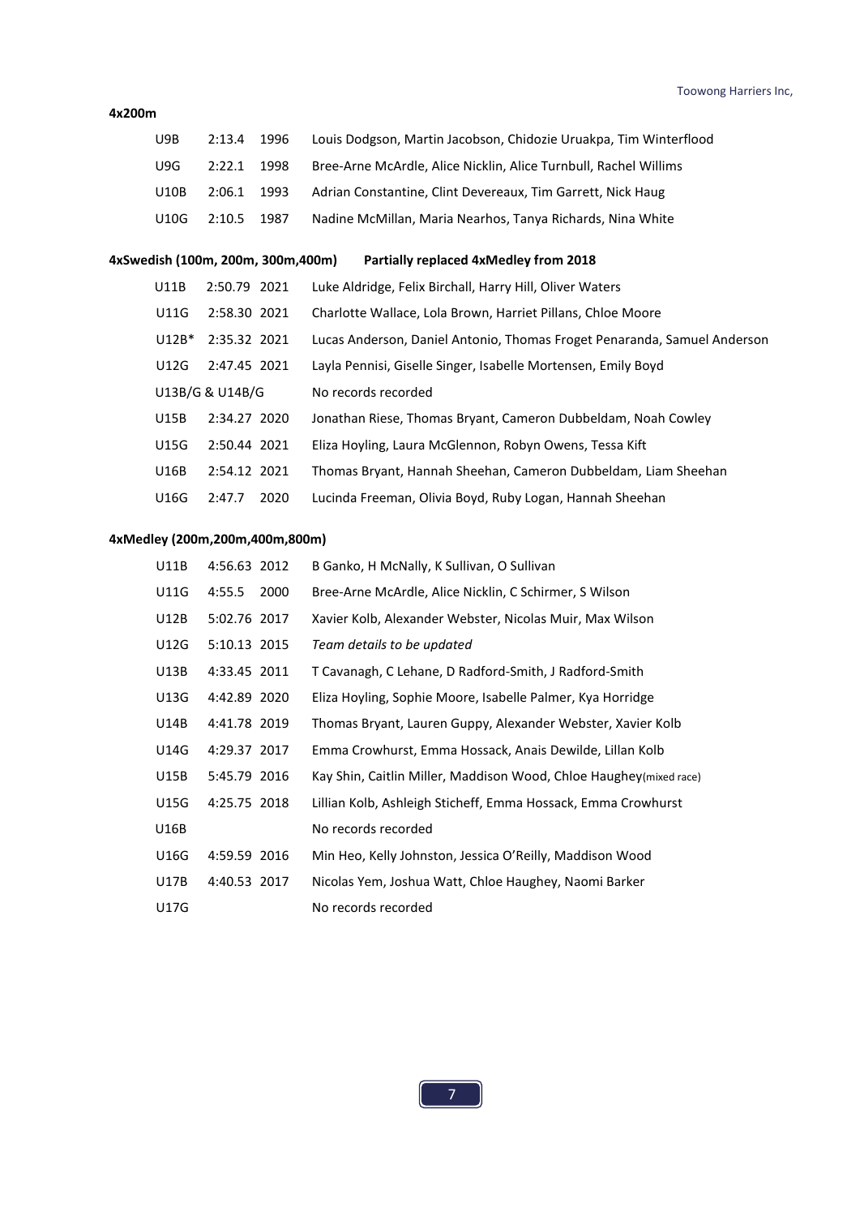**4x200m**

| | | | |
|---|---|---|---|
| U9B | 2:13.4 | 1996 | Louis Dodgson, Martin Jacobson, Chidozie Uruakpa, Tim Winterflood |
| U9G | 2:22.1 | 1998 | Bree-Arne McArdle, Alice Nicklin, Alice Turnbull, Rachel Willims |
| U10B | 2:06.1 | 1993 | Adrian Constantine, Clint Devereaux, Tim Garrett, Nick Haug |
| U10G | 2:10.5 | 1987 | Nadine McMillan, Maria Nearhos, Tanya Richards, Nina White |

**4xSwedish (100m, 200m, 300m,400m)** **Partially replaced 4xMedley from 2018**

| | | | |
|---|---|---|---|
| U11B | 2:50.79 | 2021 | Luke Aldridge, Felix Birchall, Harry Hill, Oliver Waters |
| U11G | 2:58.30 | 2021 | Charlotte Wallace, Lola Brown, Harriet Pillans, Chloe Moore |
| U12B* | 2:35.32 | 2021 | Lucas Anderson, Daniel Antonio, Thomas Froget Penaranda, Samuel Anderson |
| U12G | 2:47.45 | 2021 | Layla Pennisi, Giselle Singer, Isabelle Mortensen, Emily Boyd |
| U13B/G & U14B/G | | | No records recorded |
| U15B | 2:34.27 | 2020 | Jonathan Riese, Thomas Bryant, Cameron Dubbeldam, Noah Cowley |
| U15G | 2:50.44 | 2021 | Eliza Hoyling, Laura McGlennon, Robyn Owens, Tessa Kift |
| U16B | 2:54.12 | 2021 | Thomas Bryant, Hannah Sheehan, Cameron Dubbeldam, Liam Sheehan |
| U16G | 2:47.7 | 2020 | Lucinda Freeman, Olivia Boyd, Ruby Logan, Hannah Sheehan |

**4xMedley (200m,200m,400m,800m)**

| | | | |
|---|---|---|---|
| U11B | 4:56.63 | 2012 | B Ganko, H McNally, K Sullivan, O Sullivan |
| U11G | 4:55.5 | 2000 | Bree-Arne McArdle, Alice Nicklin, C Schirmer, S Wilson |
| U12B | 5:02.76 | 2017 | Xavier Kolb, Alexander Webster, Nicolas Muir, Max Wilson |
| U12G | 5:10.13 | 2015 | *Team details to be updated* |
| U13B | 4:33.45 | 2011 | T Cavanagh, C Lehane, D Radford-Smith, J Radford-Smith |
| U13G | 4:42.89 | 2020 | Eliza Hoyling, Sophie Moore, Isabelle Palmer, Kya Horridge |
| U14B | 4:41.78 | 2019 | Thomas Bryant, Lauren Guppy, Alexander Webster, Xavier Kolb |
| U14G | 4:29.37 | 2017 | Emma Crowhurst, Emma Hossack, Anais Dewilde, Lillan Kolb |
| U15B | 5:45.79 | 2016 | Kay Shin, Caitlin Miller, Maddison Wood, Chloe Haughey(mixed race) |
| U15G | 4:25.75 | 2018 | Lillian Kolb, Ashleigh Sticheff, Emma Hossack, Emma Crowhurst |
| U16B | | | No records recorded |
| U16G | 4:59.59 | 2016 | Min Heo, Kelly Johnston, Jessica O'Reilly, Maddison Wood |
| U17B | 4:40.53 | 2017 | Nicolas Yem, Joshua Watt, Chloe Haughey, Naomi Barker |
| U17G | | | No records recorded |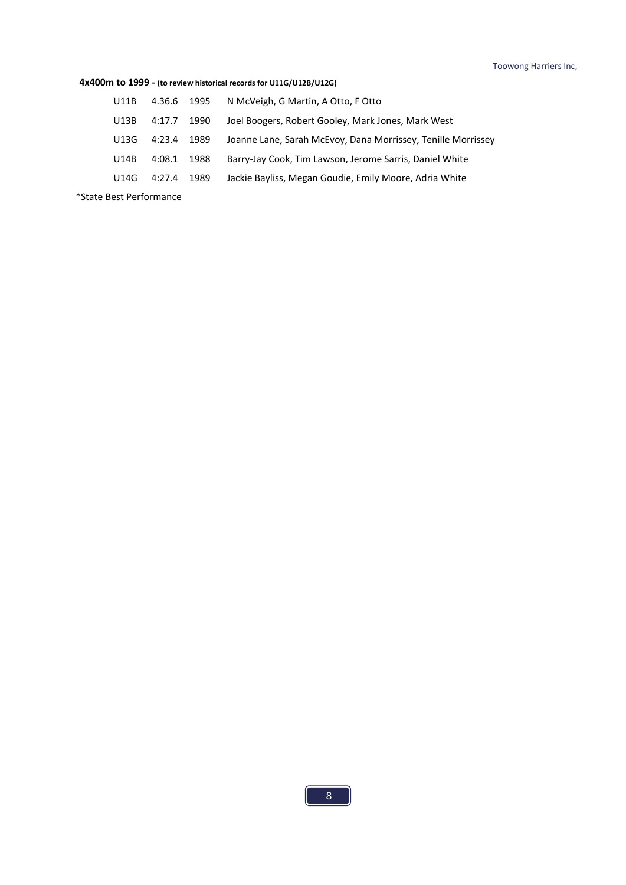**4x400m to 1999 - (to review historical records for U11G/U12B/U12G)**

| | | | |
|---|---|---|---|
| U11B | 4.36.6 | 1995 | N McVeigh, G Martin, A Otto, F Otto |
| U13B | 4:17.7 | 1990 | Joel Boogers, Robert Gooley, Mark Jones, Mark West |
| U13G | 4:23.4 | 1989 | Joanne Lane, Sarah McEvoy, Dana Morrissey, Tenille Morrissey |
| U14B | 4:08.1 | 1988 | Barry-Jay Cook, Tim Lawson, Jerome Sarris, Daniel White |
| U14G | 4:27.4 | 1989 | Jackie Bayliss, Megan Goudie, Emily Moore, Adria White |

*State Best Performance